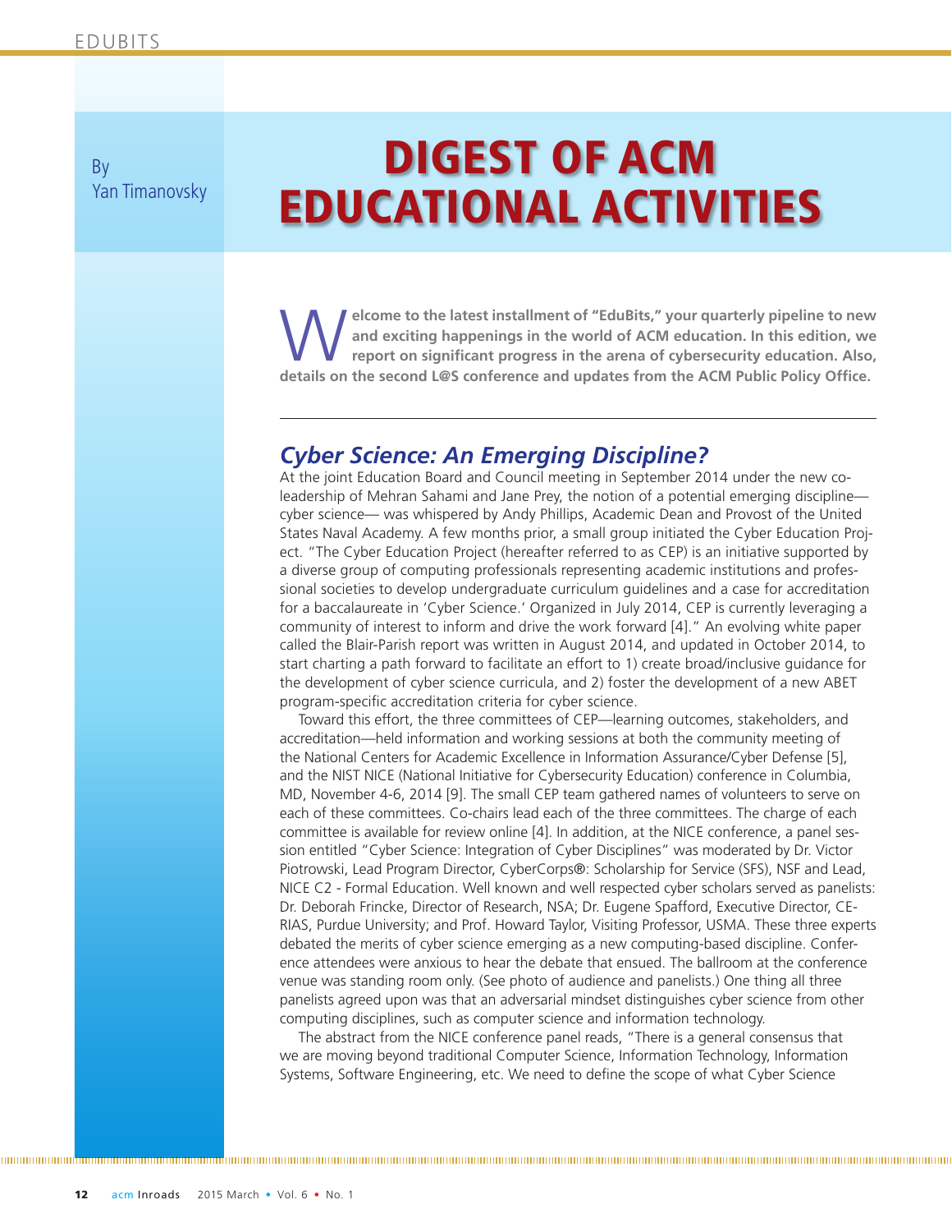# DIGEST OF ACM EDUCATIONAL ACTIVITIES

By Yan Timanovsky

**Welcome to the latest installment of "EduBits," your quarterly pipeline to new and exciting happenings in the world of ACM education. In this edition, we report on significant progress in the arena of cybersecurity education. Also, details on the second L@S conference and updates from the ACM Public Policy Office.**

---

## *Cyber Science: An Emerging Discipline?*

At the joint Education Board and Council meeting in September 2014 under the new co-leadership of Mehran Sahami and Jane Prey, the notion of a potential emerging discipline—cyber science— was whispered by Andy Phillips, Academic Dean and Provost of the United States Naval Academy. A few months prior, a small group initiated the Cyber Education Project. "The Cyber Education Project (hereafter referred to as CEP) is an initiative supported by a diverse group of computing professionals representing academic institutions and professional societies to develop undergraduate curriculum guidelines and a case for accreditation for a baccalaureate in 'Cyber Science.' Organized in July 2014, CEP is currently leveraging a community of interest to inform and drive the work forward [4]." An evolving white paper called the Blair-Parish report was written in August 2014, and updated in October 2014, to start charting a path forward to facilitate an effort to 1) create broad/inclusive guidance for the development of cyber science curricula, and 2) foster the development of a new ABET program-specific accreditation criteria for cyber science.

Toward this effort, the three committees of CEP—learning outcomes, stakeholders, and accreditation—held information and working sessions at both the community meeting of the National Centers for Academic Excellence in Information Assurance/Cyber Defense [5], and the NIST NICE (National Initiative for Cybersecurity Education) conference in Columbia, MD, November 4-6, 2014 [9]. The small CEP team gathered names of volunteers to serve on each of these committees. Co-chairs lead each of the three committees. The charge of each committee is available for review online [4]. In addition, at the NICE conference, a panel session entitled "Cyber Science: Integration of Cyber Disciplines" was moderated by Dr. Victor Piotrowski, Lead Program Director, CyberCorps®: Scholarship for Service (SFS), NSF and Lead, NICE C2 - Formal Education. Well known and well respected cyber scholars served as panelists: Dr. Deborah Frincke, Director of Research, NSA; Dr. Eugene Spafford, Executive Director, CERIAS, Purdue University; and Prof. Howard Taylor, Visiting Professor, USMA. These three experts debated the merits of cyber science emerging as a new computing-based discipline. Conference attendees were anxious to hear the debate that ensued. The ballroom at the conference venue was standing room only. (See photo of audience and panelists.) One thing all three panelists agreed upon was that an adversarial mindset distinguishes cyber science from other computing disciplines, such as computer science and information technology.

The abstract from the NICE conference panel reads, "There is a general consensus that we are moving beyond traditional Computer Science, Information Technology, Information Systems, Software Engineering, etc. We need to define the scope of what Cyber Science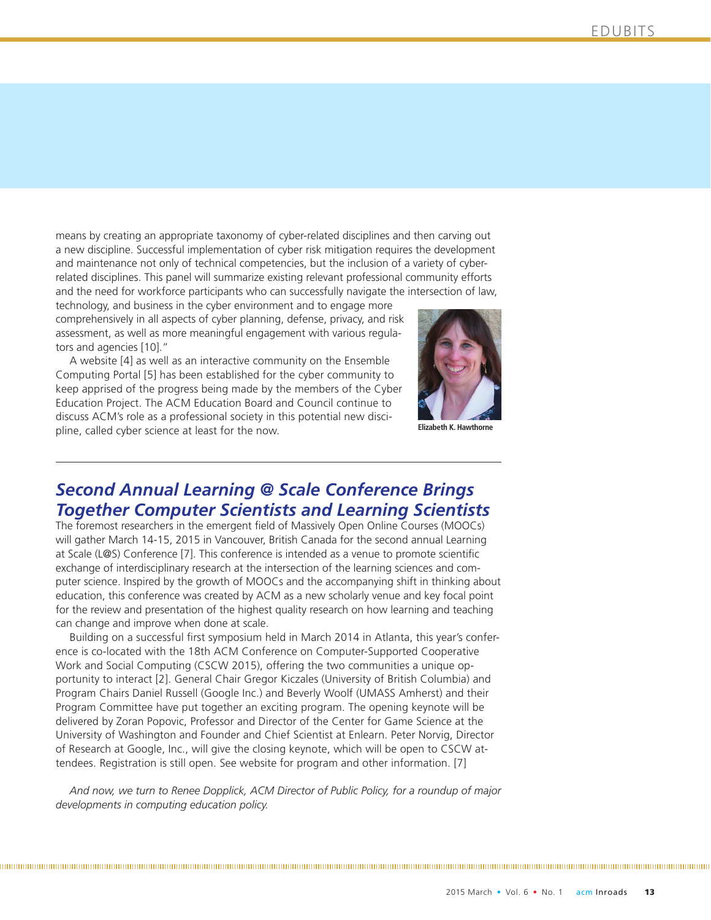means by creating an appropriate taxonomy of cyber-related disciplines and then carving out a new discipline. Successful implementation of cyber risk mitigation requires the development and maintenance not only of technical competencies, but the inclusion of a variety of cyber-related disciplines. This panel will summarize existing relevant professional community efforts and the need for workforce participants who can successfully navigate the intersection of law, technology, and business in the cyber environment and to engage more comprehensively in all aspects of cyber planning, defense, privacy, and risk assessment, as well as more meaningful engagement with various regulators and agencies [10]."

A website [4] as well as an interactive community on the Ensemble Computing Portal [5] has been established for the cyber community to keep apprised of the progress being made by the members of the Cyber Education Project. The ACM Education Board and Council continue to discuss ACM's role as a professional society in this potential new discipline, called cyber science at least for the now.

Elizabeth K. Hawthorne

---

## *Second Annual Learning @ Scale Conference Brings Together Computer Scientists and Learning Scientists*

The foremost researchers in the emergent field of Massively Open Online Courses (MOOCs) will gather March 14-15, 2015 in Vancouver, British Canada for the second annual Learning at Scale (L@S) Conference [7]. This conference is intended as a venue to promote scientific exchange of interdisciplinary research at the intersection of the learning sciences and computer science. Inspired by the growth of MOOCs and the accompanying shift in thinking about education, this conference was created by ACM as a new scholarly venue and key focal point for the review and presentation of the highest quality research on how learning and teaching can change and improve when done at scale.

Building on a successful first symposium held in March 2014 in Atlanta, this year's conference is co-located with the 18th ACM Conference on Computer-Supported Cooperative Work and Social Computing (CSCW 2015), offering the two communities a unique opportunity to interact [2]. General Chair Gregor Kiczales (University of British Columbia) and Program Chairs Daniel Russell (Google Inc.) and Beverly Woolf (UMASS Amherst) and their Program Committee have put together an exciting program. The opening keynote will be delivered by Zoran Popovic, Professor and Director of the Center for Game Science at the University of Washington and Founder and Chief Scientist at Enlearn. Peter Norvig, Director of Research at Google, Inc., will give the closing keynote, which will be open to CSCW attendees. Registration is still open. See website for program and other information. [7]

*And now, we turn to Renee Dopplick, ACM Director of Public Policy, for a roundup of major developments in computing education policy.*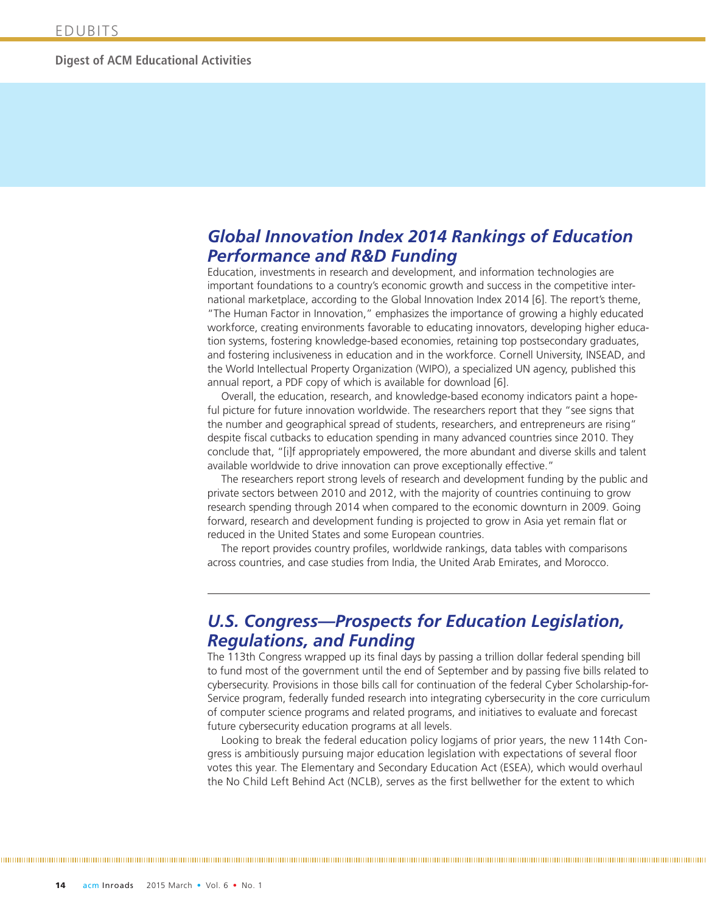## *Global Innovation Index 2014 Rankings of Education Performance and R&D Funding*

Education, investments in research and development, and information technologies are important foundations to a country's economic growth and success in the competitive international marketplace, according to the Global Innovation Index 2014 [6]. The report's theme, "The Human Factor in Innovation," emphasizes the importance of growing a highly educated workforce, creating environments favorable to educating innovators, developing higher education systems, fostering knowledge-based economies, retaining top postsecondary graduates, and fostering inclusiveness in education and in the workforce. Cornell University, INSEAD, and the World Intellectual Property Organization (WIPO), a specialized UN agency, published this annual report, a PDF copy of which is available for download [6].

Overall, the education, research, and knowledge-based economy indicators paint a hopeful picture for future innovation worldwide. The researchers report that they "see signs that the number and geographical spread of students, researchers, and entrepreneurs are rising" despite fiscal cutbacks to education spending in many advanced countries since 2010. They conclude that, "[i]f appropriately empowered, the more abundant and diverse skills and talent available worldwide to drive innovation can prove exceptionally effective."

The researchers report strong levels of research and development funding by the public and private sectors between 2010 and 2012, with the majority of countries continuing to grow research spending through 2014 when compared to the economic downturn in 2009. Going forward, research and development funding is projected to grow in Asia yet remain flat or reduced in the United States and some European countries.

The report provides country profiles, worldwide rankings, data tables with comparisons across countries, and case studies from India, the United Arab Emirates, and Morocco.

---

## *U.S. Congress—Prospects for Education Legislation, Regulations, and Funding*

The 113th Congress wrapped up its final days by passing a trillion dollar federal spending bill to fund most of the government until the end of September and by passing five bills related to cybersecurity. Provisions in those bills call for continuation of the federal Cyber Scholarship-for-Service program, federally funded research into integrating cybersecurity in the core curriculum of computer science programs and related programs, and initiatives to evaluate and forecast future cybersecurity education programs at all levels.

Looking to break the federal education policy logjams of prior years, the new 114th Congress is ambitiously pursuing major education legislation with expectations of several floor votes this year. The Elementary and Secondary Education Act (ESEA), which would overhaul the No Child Left Behind Act (NCLB), serves as the first bellwether for the extent to which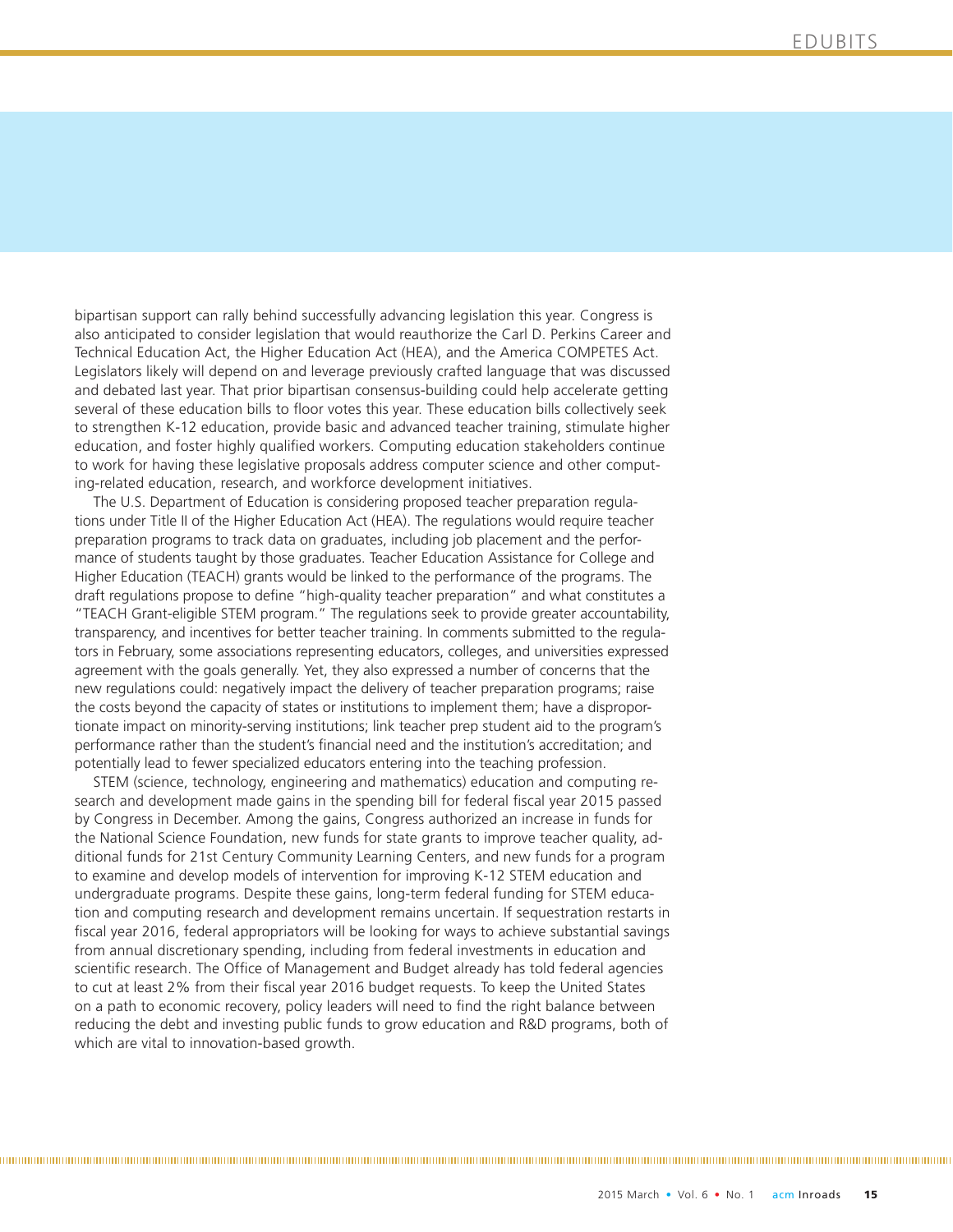bipartisan support can rally behind successfully advancing legislation this year. Congress is also anticipated to consider legislation that would reauthorize the Carl D. Perkins Career and Technical Education Act, the Higher Education Act (HEA), and the America COMPETES Act. Legislators likely will depend on and leverage previously crafted language that was discussed and debated last year. That prior bipartisan consensus-building could help accelerate getting several of these education bills to floor votes this year. These education bills collectively seek to strengthen K-12 education, provide basic and advanced teacher training, stimulate higher education, and foster highly qualified workers. Computing education stakeholders continue to work for having these legislative proposals address computer science and other computing-related education, research, and workforce development initiatives.

The U.S. Department of Education is considering proposed teacher preparation regulations under Title II of the Higher Education Act (HEA). The regulations would require teacher preparation programs to track data on graduates, including job placement and the performance of students taught by those graduates. Teacher Education Assistance for College and Higher Education (TEACH) grants would be linked to the performance of the programs. The draft regulations propose to define "high-quality teacher preparation" and what constitutes a "TEACH Grant-eligible STEM program." The regulations seek to provide greater accountability, transparency, and incentives for better teacher training. In comments submitted to the regulators in February, some associations representing educators, colleges, and universities expressed agreement with the goals generally. Yet, they also expressed a number of concerns that the new regulations could: negatively impact the delivery of teacher preparation programs; raise the costs beyond the capacity of states or institutions to implement them; have a disproportionate impact on minority-serving institutions; link teacher prep student aid to the program's performance rather than the student's financial need and the institution's accreditation; and potentially lead to fewer specialized educators entering into the teaching profession.

STEM (science, technology, engineering and mathematics) education and computing research and development made gains in the spending bill for federal fiscal year 2015 passed by Congress in December. Among the gains, Congress authorized an increase in funds for the National Science Foundation, new funds for state grants to improve teacher quality, additional funds for 21st Century Community Learning Centers, and new funds for a program to examine and develop models of intervention for improving K-12 STEM education and undergraduate programs. Despite these gains, long-term federal funding for STEM education and computing research and development remains uncertain. If sequestration restarts in fiscal year 2016, federal appropriators will be looking for ways to achieve substantial savings from annual discretionary spending, including from federal investments in education and scientific research. The Office of Management and Budget already has told federal agencies to cut at least 2% from their fiscal year 2016 budget requests. To keep the United States on a path to economic recovery, policy leaders will need to find the right balance between reducing the debt and investing public funds to grow education and R&D programs, both of which are vital to innovation-based growth.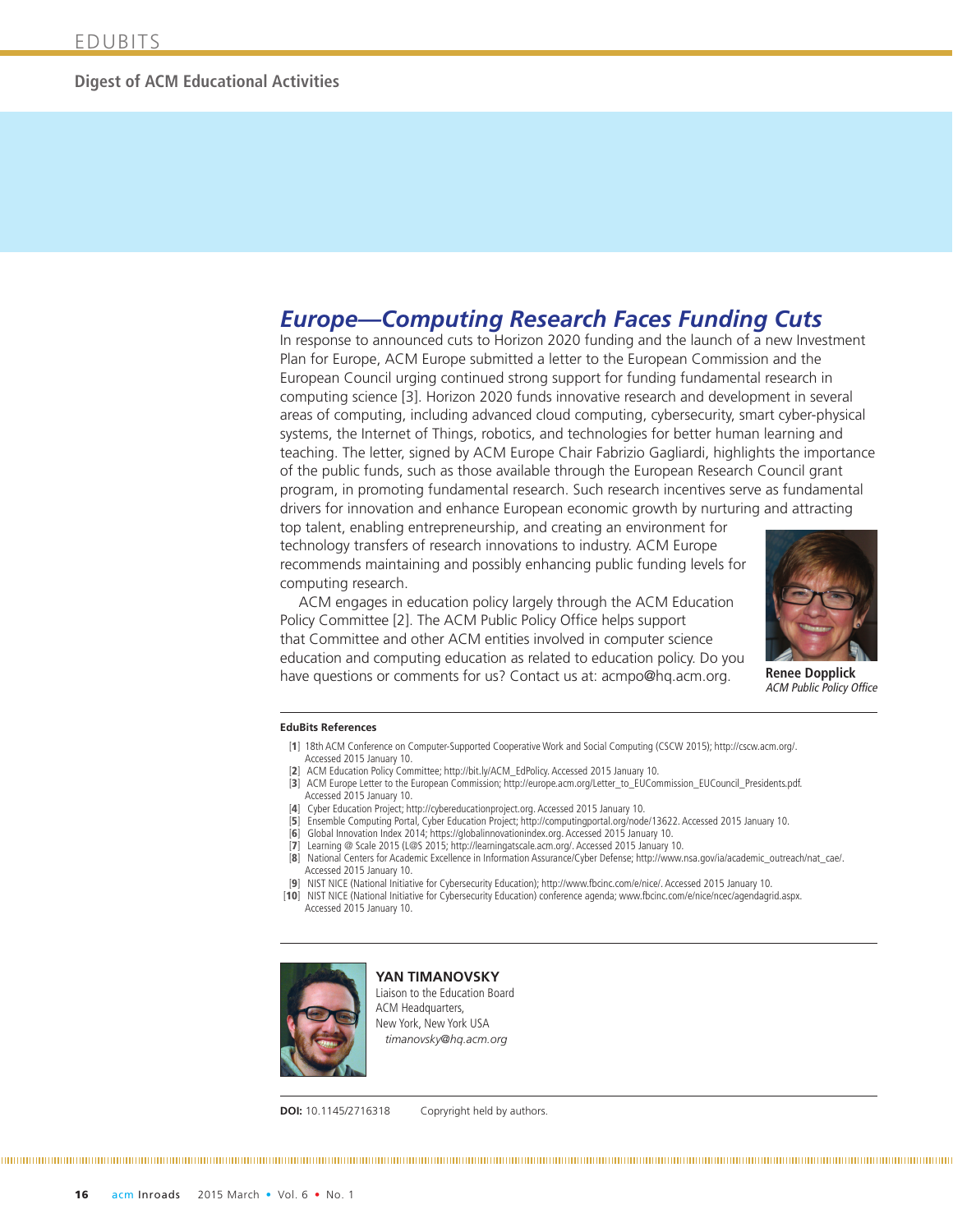## Europe—Computing Research Faces Funding Cuts

In response to announced cuts to Horizon 2020 funding and the launch of a new Investment Plan for Europe, ACM Europe submitted a letter to the European Commission and the European Council urging continued strong support for funding fundamental research in computing science [3]. Horizon 2020 funds innovative research and development in several areas of computing, including advanced cloud computing, cybersecurity, smart cyber-physical systems, the Internet of Things, robotics, and technologies for better human learning and teaching. The letter, signed by ACM Europe Chair Fabrizio Gagliardi, highlights the importance of the public funds, such as those available through the European Research Council grant program, in promoting fundamental research. Such research incentives serve as fundamental drivers for innovation and enhance European economic growth by nurturing and attracting top talent, enabling entrepreneurship, and creating an environment for technology transfers of research innovations to industry. ACM Europe recommends maintaining and possibly enhancing public funding levels for computing research.

ACM engages in education policy largely through the ACM Education Policy Committee [2]. The ACM Public Policy Office helps support that Committee and other ACM entities involved in computer science education and computing education as related to education policy. Do you have questions or comments for us? Contact us at: acmpo@hq.acm.org.

**Renee Dopplick**
*ACM Public Policy Office*

**EduBits References**

[1] 18th ACM Conference on Computer-Supported Cooperative Work and Social Computing (CSCW 2015); http://cscw.acm.org/. Accessed 2015 January 10.
[2] ACM Education Policy Committee; http://bit.ly/ACM_EdPolicy. Accessed 2015 January 10.
[3] ACM Europe Letter to the European Commission; http://europe.acm.org/Letter_to_EUCommission_EUCouncil_Presidents.pdf. Accessed 2015 January 10.
[4] Cyber Education Project; http://cybereducationproject.org. Accessed 2015 January 10.
[5] Ensemble Computing Portal, Cyber Education Project; http://computingportal.org/node/13622. Accessed 2015 January 10.
[6] Global Innovation Index 2014; https://globalinnovationindex.org. Accessed 2015 January 10.
[7] Learning @ Scale 2015 (L@S 2015; http://learningatscale.acm.org/. Accessed 2015 January 10.
[8] National Centers for Academic Excellence in Information Assurance/Cyber Defense; http://www.nsa.gov/ia/academic_outreach/nat_cae/. Accessed 2015 January 10.
[9] NIST NICE (National Initiative for Cybersecurity Education); http://www.fbcinc.com/e/nice/. Accessed 2015 January 10.
[10] NIST NICE (National Initiative for Cybersecurity Education) conference agenda; www.fbcinc.com/e/nice/ncec/agendagrid.aspx. Accessed 2015 January 10.

**YAN TIMANOVSKY**
Liaison to the Education Board
ACM Headquarters,
New York, New York USA
*timanovsky@hq.acm.org*

**DOI:** 10.1145/2716318 Copyright held by authors.